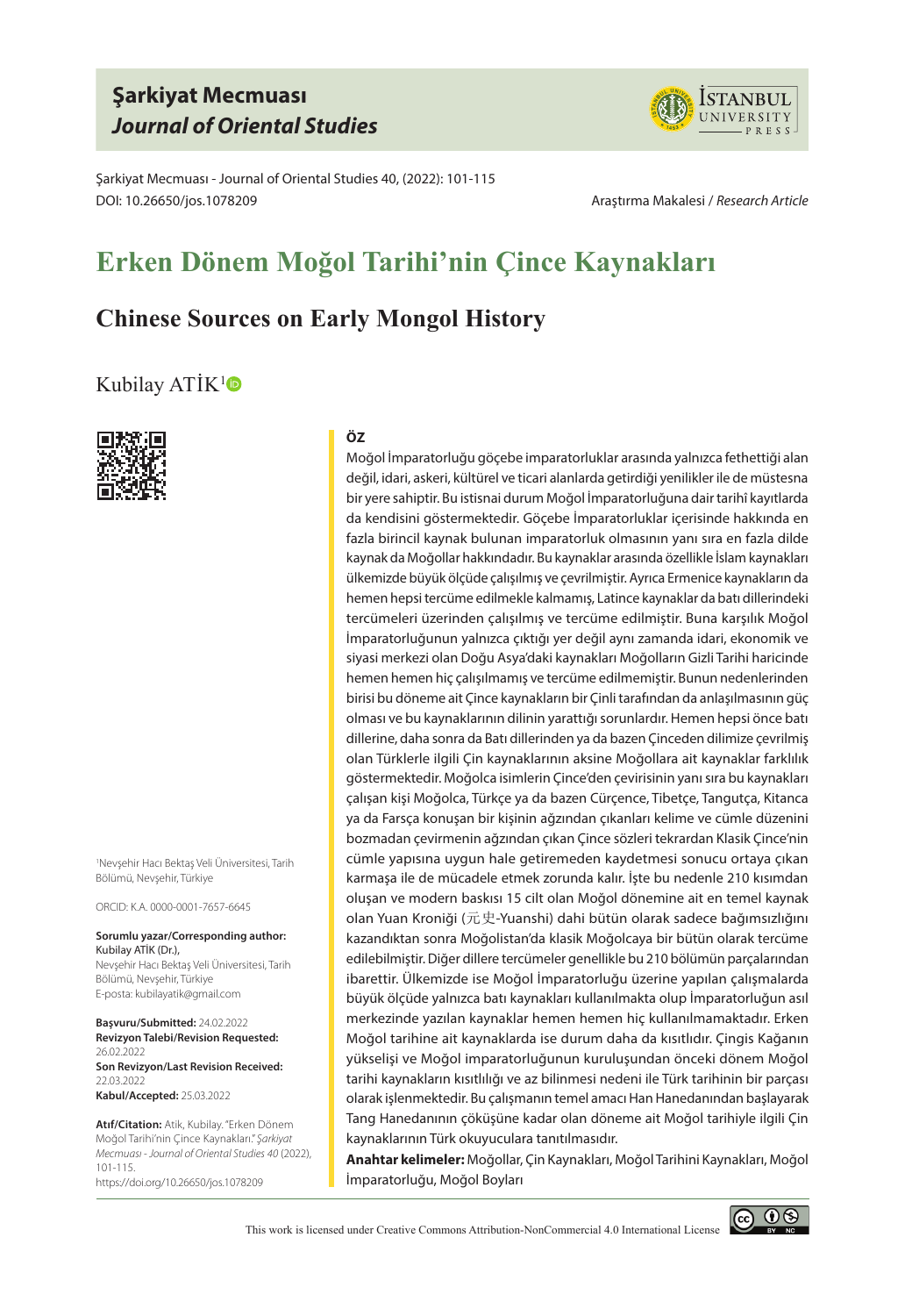Şarkiyat Mecmuası
*Journal of Oriental Studies*

Şarkiyat Mecmuası - Journal of Oriental Studies 40, (2022): 101-115
DOI: 10.26650/jos.1078209

Araştırma Makalesi / *Research Article*

# Erken Dönem Moğol Tarihi'nin Çince Kaynakları

## Chinese Sources on Early Mongol History

Kubilay ATİK[1]

[1]Nevşehir Hacı Bektaş Veli Üniversitesi, Tarih Bölümü, Nevşehir, Türkiye

ORCID: K.A. 0000-0001-7657-6645

**Sorumlu yazar/Corresponding author:**
Kubilay ATİK (Dr.),
Nevşehir Hacı Bektaş Veli Üniversitesi, Tarih Bölümü, Nevşehir, Türkiye
E-posta: kubilayatik@gmail.com

**Başvuru/Submitted:** 24.02.2022
**Revizyon Talebi/Revision Requested:** 26.02.2022
**Son Revizyon/Last Revision Received:** 22.03.2022
**Kabul/Accepted:** 25.03.2022

**Atıf/Citation:** Atik, Kubilay. "Erken Dönem Moğol Tarihi'nin Çince Kaynakları." *Şarkiyat Mecmuası - Journal of Oriental Studies 40* (2022), 101-115.
https://doi.org/10.26650/jos.1078209

**ÖZ**

Moğol İmparatorluğu göçebe imparatorluklar arasında yalnızca fethettiği alan değil, idari, askeri, kültürel ve ticari alanlarda getirdiği yenilikler ile de müstesna bir yere sahiptir. Bu istisnai durum Moğol İmparatorluğuna dair tarihî kayıtlarda da kendisini göstermektedir. Göçebe İmparatorluklar içerisinde hakkında en fazla birincil kaynak bulunan imparatorluk olmasının yanı sıra en fazla dilde kaynak da Moğollar hakkındadır. Bu kaynaklar arasında özellikle İslam kaynakları ülkemizde büyük ölçüde çalışılmış ve çevrilmiştir. Ayrıca Ermenice kaynakların da hemen hepsi tercüme edilmekle kalmamış, Latince kaynaklar da batı dillerindeki tercümeleri üzerinden çalışılmış ve tercüme edilmiştir. Buna karşılık Moğol İmparatorluğunun yalnızca çıktığı yer değil aynı zamanda idari, ekonomik ve siyasi merkezi olan Doğu Asya'daki kaynakları Moğolların Gizli Tarihi haricinde hemen hemen hiç çalışılmamış ve tercüme edilmemiştir. Bunun nedenlerinden birisi bu döneme ait Çince kaynakların bir Çinli tarafından da anlaşılmasının güç olması ve bu kaynaklarının dilinin yarattığı sorunlardır. Hemen hepsi önce batı dillerine, daha sonra da Batı dillerinden ya da bazen Çinceden dilimize çevrilmiş olan Türklerle ilgili Çin kaynaklarının aksine Moğollara ait kaynaklar farklılık göstermektedir. Moğolca isimlerin Çince'den çevirisinin yanı sıra bu kaynakları çalışan kişi Moğolca, Türkçe ya da bazen Cürçence, Tibetçe, Tangutça, Kitanca ya da Farsça konuşan bir kişinin ağzından çıkanları kelime ve cümle düzenini bozmadan çevirmenin ağzından çıkan Çince sözleri tekrardan Klasik Çince'nin cümle yapısına uygun hale getiremeden kaydetmesi sonucu ortaya çıkan karmaşa ile de mücadele etmek zorunda kalır. İşte bu nedenle 210 kısımdan oluşan ve modern baskısı 15 cilt olan Moğol dönemine ait en temel kaynak olan Yuan Kroniği (元史-Yuanshi) dahi bütün olarak sadece bağımsızlığını kazandıktan sonra Moğolistan'da klasik Moğolcaya bir bütün olarak tercüme edilebilmiştir. Diğer dillere tercümeler genellikle bu 210 bölümün parçalarından ibarettir. Ülkemizde ise Moğol İmparatorluğu üzerine yapılan çalışmalarda büyük ölçüde yalnızca batı kaynakları kullanılmakta olup İmparatorluğun asıl merkezinde yazılan kaynaklar hemen hemen hiç kullanılmamaktadır. Erken Moğol tarihine ait kaynaklarda ise durum daha da kısıtlıdır. Çingis Kağanın yükselişi ve Moğol imparatorluğunun kuruluşundan önceki dönem Moğol tarihi kaynakların kısıtlılığı ve az bilinmesi nedeni ile Türk tarihinin bir parçası olarak işlenmektedir. Bu çalışmanın temel amacı Han Hanedanından başlayarak Tang Hanedanının çöküşüne kadar olan döneme ait Moğol tarihiyle ilgili Çin kaynaklarının Türk okuyuculara tanıtılmasıdır.

**Anahtar kelimeler:** Moğollar, Çin Kaynakları, Moğol Tarihini Kaynakları, Moğol İmparatorluğu, Moğol Boyları

This work is licensed under Creative Commons Attribution-NonCommercial 4.0 International License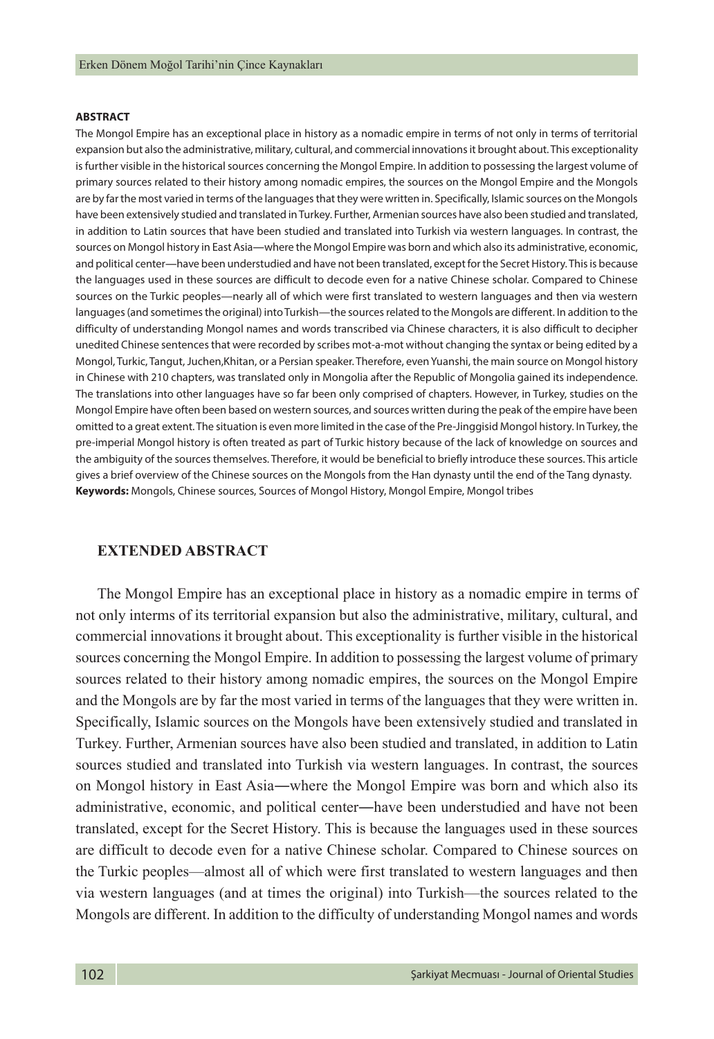**ABSTRACT**

The Mongol Empire has an exceptional place in history as a nomadic empire in terms of not only in terms of territorial expansion but also the administrative, military, cultural, and commercial innovations it brought about. This exceptionality is further visible in the historical sources concerning the Mongol Empire. In addition to possessing the largest volume of primary sources related to their history among nomadic empires, the sources on the Mongol Empire and the Mongols are by far the most varied in terms of the languages that they were written in. Specifically, Islamic sources on the Mongols have been extensively studied and translated in Turkey. Further, Armenian sources have also been studied and translated, in addition to Latin sources that have been studied and translated into Turkish via western languages. In contrast, the sources on Mongol history in East Asia—where the Mongol Empire was born and which also its administrative, economic, and political center—have been understudied and have not been translated, except for the Secret History. This is because the languages used in these sources are difficult to decode even for a native Chinese scholar. Compared to Chinese sources on the Turkic peoples—nearly all of which were first translated to western languages and then via western languages (and sometimes the original) into Turkish—the sources related to the Mongols are different. In addition to the difficulty of understanding Mongol names and words transcribed via Chinese characters, it is also difficult to decipher unedited Chinese sentences that were recorded by scribes mot-a-mot without changing the syntax or being edited by a Mongol, Turkic, Tangut, Juchen,Khitan, or a Persian speaker. Therefore, even Yuanshi, the main source on Mongol history in Chinese with 210 chapters, was translated only in Mongolia after the Republic of Mongolia gained its independence. The translations into other languages have so far been only comprised of chapters. However, in Turkey, studies on the Mongol Empire have often been based on western sources, and sources written during the peak of the empire have been omitted to a great extent. The situation is even more limited in the case of the Pre-Jinggisid Mongol history. In Turkey, the pre-imperial Mongol history is often treated as part of Turkic history because of the lack of knowledge on sources and the ambiguity of the sources themselves. Therefore, it would be beneficial to briefly introduce these sources. This article gives a brief overview of the Chinese sources on the Mongols from the Han dynasty until the end of the Tang dynasty.

**Keywords:** Mongols, Chinese sources, Sources of Mongol History, Mongol Empire, Mongol tribes

## EXTENDED ABSTRACT

The Mongol Empire has an exceptional place in history as a nomadic empire in terms of not only interms of its territorial expansion but also the administrative, military, cultural, and commercial innovations it brought about. This exceptionality is further visible in the historical sources concerning the Mongol Empire. In addition to possessing the largest volume of primary sources related to their history among nomadic empires, the sources on the Mongol Empire and the Mongols are by far the most varied in terms of the languages that they were written in. Specifically, Islamic sources on the Mongols have been extensively studied and translated in Turkey. Further, Armenian sources have also been studied and translated, in addition to Latin sources studied and translated into Turkish via western languages. In contrast, the sources on Mongol history in East Asia―where the Mongol Empire was born and which also its administrative, economic, and political center―have been understudied and have not been translated, except for the Secret History. This is because the languages used in these sources are difficult to decode even for a native Chinese scholar. Compared to Chinese sources on the Turkic peoples—almost all of which were first translated to western languages and then via western languages (and at times the original) into Turkish—the sources related to the Mongols are different. In addition to the difficulty of understanding Mongol names and words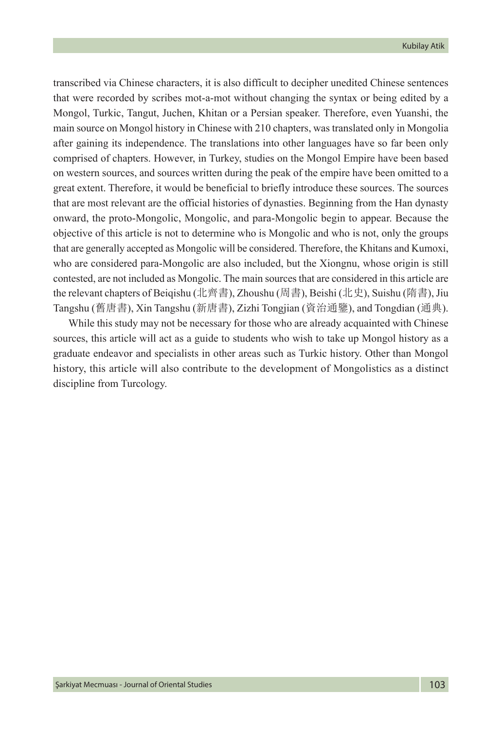transcribed via Chinese characters, it is also difficult to decipher unedited Chinese sentences that were recorded by scribes mot-a-mot without changing the syntax or being edited by a Mongol, Turkic, Tangut, Juchen, Khitan or a Persian speaker. Therefore, even Yuanshi, the main source on Mongol history in Chinese with 210 chapters, was translated only in Mongolia after gaining its independence. The translations into other languages have so far been only comprised of chapters. However, in Turkey, studies on the Mongol Empire have been based on western sources, and sources written during the peak of the empire have been omitted to a great extent. Therefore, it would be beneficial to briefly introduce these sources. The sources that are most relevant are the official histories of dynasties. Beginning from the Han dynasty onward, the proto-Mongolic, Mongolic, and para-Mongolic begin to appear. Because the objective of this article is not to determine who is Mongolic and who is not, only the groups that are generally accepted as Mongolic will be considered. Therefore, the Khitans and Kumoxi, who are considered para-Mongolic are also included, but the Xiongnu, whose origin is still contested, are not included as Mongolic. The main sources that are considered in this article are the relevant chapters of Beiqishu (北齊書), Zhoushu (周書), Beishi (北史), Suishu (隋書), Jiu Tangshu (舊唐書), Xin Tangshu (新唐書), Zizhi Tongjian (資治通鑒), and Tongdian (通典).

While this study may not be necessary for those who are already acquainted with Chinese sources, this article will act as a guide to students who wish to take up Mongol history as a graduate endeavor and specialists in other areas such as Turkic history. Other than Mongol history, this article will also contribute to the development of Mongolistics as a distinct discipline from Turcology.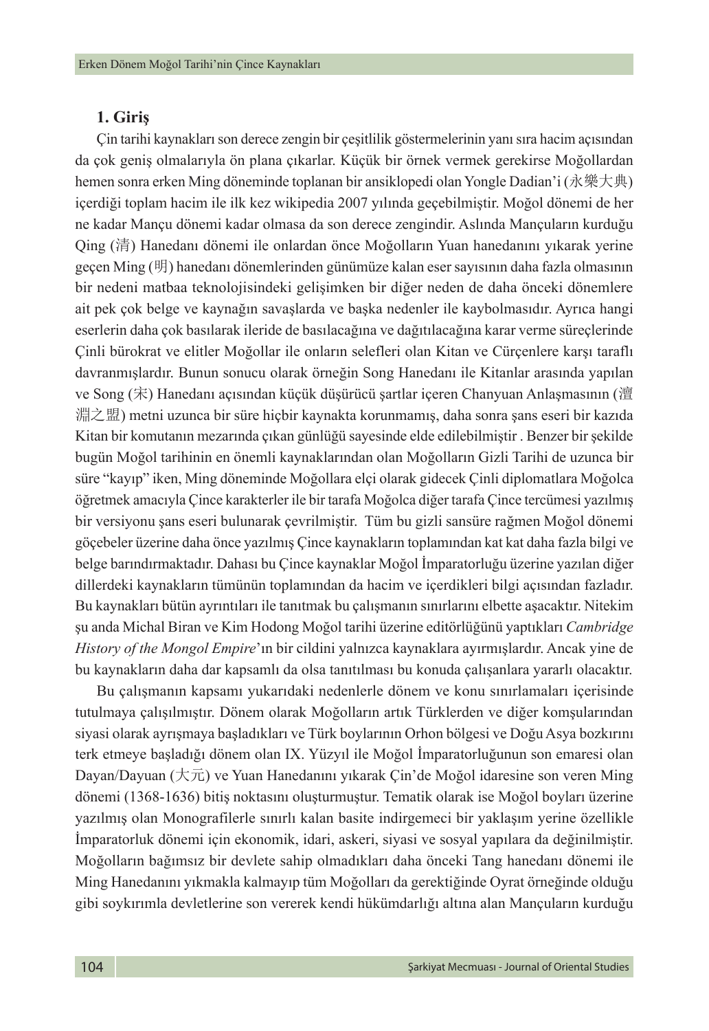## 1. Giriş

Çin tarihi kaynakları son derece zengin bir çeşitlilik göstermelerinin yanı sıra hacim açısından da çok geniş olmalarıyla ön plana çıkarlar. Küçük bir örnek vermek gerekirse Moğollardan hemen sonra erken Ming döneminde toplanan bir ansiklopedi olan Yongle Dadian'i (永樂大典) içerdiği toplam hacim ile ilk kez wikipedia 2007 yılında geçebilmiştir. Moğol dönemi de her ne kadar Mançu dönemi kadar olmasa da son derece zengindir. Aslında Mançuların kurduğu Qing (清) Hanedanı dönemi ile onlardan önce Moğolların Yuan hanedanını yıkarak yerine geçen Ming (明) hanedanı dönemlerinden günümüze kalan eser sayısının daha fazla olmasının bir nedeni matbaa teknolojisindeki gelişimken bir diğer neden de daha önceki dönemlere ait pek çok belge ve kaynağın savaşlarda ve başka nedenler ile kaybolmasıdır. Ayrıca hangi eserlerin daha çok basılarak ileride de basılacağına ve dağıtılacağına karar verme süreçlerinde Çinli bürokrat ve elitler Moğollar ile onların selefleri olan Kitan ve Cürçenlere karşı taraflı davranmışlardır. Bunun sonucu olarak örneğin Song Hanedanı ile Kitanlar arasında yapılan ve Song (宋) Hanedanı açısından küçük düşürücü şartlar içeren Chanyuan Anlaşmasının (澶淵之盟) metni uzunca bir süre hiçbir kaynakta korunmamış, daha sonra şans eseri bir kazıda Kitan bir komutanın mezarında çıkan günlüğü sayesinde elde edilebilmiştir . Benzer bir şekilde bugün Moğol tarihinin en önemli kaynaklarından olan Moğolların Gizli Tarihi de uzunca bir süre "kayıp" iken, Ming döneminde Moğollara elçi olarak gidecek Çinli diplomatlara Moğolca öğretmek amacıyla Çince karakterler ile bir tarafa Moğolca diğer tarafa Çince tercümesi yazılmış bir versiyonu şans eseri bulunarak çevrilmiştir. Tüm bu gizli sansüre rağmen Moğol dönemi göçebeler üzerine daha önce yazılmış Çince kaynakların toplamından kat kat daha fazla bilgi ve belge barındırmaktadır. Dahası bu Çince kaynaklar Moğol İmparatorluğu üzerine yazılan diğer dillerdeki kaynakların tümünün toplamından da hacim ve içerdikleri bilgi açısından fazladır. Bu kaynakları bütün ayrıntıları ile tanıtmak bu çalışmanın sınırlarını elbette aşacaktır. Nitekim şu anda Michal Biran ve Kim Hodong Moğol tarihi üzerine editörlüğünü yaptıkları *Cambridge History of the Mongol Empire*'ın bir cildini yalnızca kaynaklara ayırmışlardır. Ancak yine de bu kaynakların daha dar kapsamlı da olsa tanıtılması bu konuda çalışanlara yararlı olacaktır.

Bu çalışmanın kapsamı yukarıdaki nedenlerle dönem ve konu sınırlamaları içerisinde tutulmaya çalışılmıştır. Dönem olarak Moğolların artık Türklerden ve diğer komşularından siyasi olarak ayrışmaya başladıkları ve Türk boylarının Orhon bölgesi ve Doğu Asya bozkırını terk etmeye başladığı dönem olan IX. Yüzyıl ile Moğol İmparatorluğunun son emaresi olan Dayan/Dayuan (大元) ve Yuan Hanedanını yıkarak Çin'de Moğol idaresine son veren Ming dönemi (1368-1636) bitiş noktasını oluşturmuştur. Tematik olarak ise Moğol boyları üzerine yazılmış olan Monografilerle sınırlı kalan basite indirgemeci bir yaklaşım yerine özellikle İmparatorluk dönemi için ekonomik, idari, askeri, siyasi ve sosyal yapılara da değinilmiştir. Moğolların bağımsız bir devlete sahip olmadıkları daha önceki Tang hanedanı dönemi ile Ming Hanedanını yıkmakla kalmayıp tüm Moğolları da gerektiğinde Oyrat örneğinde olduğu gibi soykırımla devletlerine son vererek kendi hükümdarlığı altına alan Mançuların kurduğu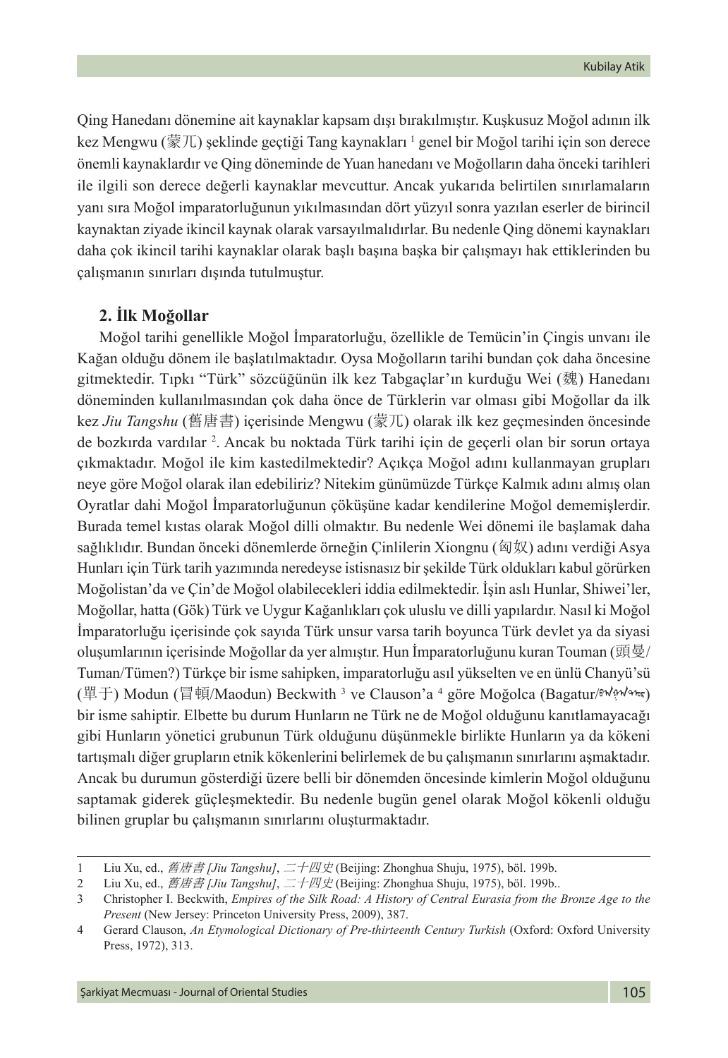Qing Hanedanı dönemine ait kaynaklar kapsam dışı bırakılmıştır. Kuşkusuz Moğol adının ilk kez Mengwu (蒙兀) şeklinde geçtiği Tang kaynakları [1] genel bir Moğol tarihi için son derece önemli kaynaklardır ve Qing döneminde de Yuan hanedanı ve Moğolların daha önceki tarihleri ile ilgili son derece değerli kaynaklar mevcuttur. Ancak yukarıda belirtilen sınırlamaların yanı sıra Moğol imparatorluğunun yıkılmasından dört yüzyıl sonra yazılan eserler de birincil kaynaktan ziyade ikincil kaynak olarak varsayılmalıdırlar. Bu nedenle Qing dönemi kaynakları daha çok ikincil tarihi kaynaklar olarak başlı başına başka bir çalışmayı hak ettiklerinden bu çalışmanın sınırları dışında tutulmuştur.

## 2. İlk Moğollar

Moğol tarihi genellikle Moğol İmparatorluğu, özellikle de Temücin'in Çingis unvanı ile Kağan olduğu dönem ile başlatılmaktadır. Oysa Moğolların tarihi bundan çok daha öncesine gitmektedir. Tıpkı "Türk" sözcüğünün ilk kez Tabgaçlar'ın kurduğu Wei (魏) Hanedanı döneminden kullanılmasından çok daha önce de Türklerin var olması gibi Moğollar da ilk kez *Jiu Tangshu* (舊唐書) içerisinde Mengwu (蒙兀) olarak ilk kez geçmesinden öncesinde de bozkırda vardılar [2]. Ancak bu noktada Türk tarihi için de geçerli olan bir sorun ortaya çıkmaktadır. Moğol ile kim kastedilmektedir? Açıkça Moğol adını kullanmayan grupları neye göre Moğol olarak ilan edebiliriz? Nitekim günümüzde Türkçe Kalmık adını almış olan Oyratlar dahi Moğol İmparatorluğunun çöküşüne kadar kendilerine Moğol dememişlerdir. Burada temel kıstas olarak Moğol dilli olmaktır. Bu nedenle Wei dönemi ile başlamak daha sağlıklıdır. Bundan önceki dönemlerde örneğin Çinlilerin Xiongnu (匈奴) adını verdiği Asya Hunları için Türk tarih yazımında neredeyse istisnasız bir şekilde Türk oldukları kabul görürken Moğolistan'da ve Çin'de Moğol olabilecekleri iddia edilmektedir. İşin aslı Hunlar, Shiwei'ler, Moğollar, hatta (Gök) Türk ve Uygur Kağanlıkları çok uluslu ve dilli yapılardır. Nasıl ki Moğol İmparatorluğu içerisinde çok sayıda Türk unsur varsa tarih boyunca Türk devlet ya da siyasi oluşumlarının içerisinde Moğollar da yer almıştır. Hun İmparatorluğunu kuran Touman (頭曼/Tuman/Tümen?) Türkçe bir isme sahipken, imparatorluğu asıl yükselten ve en ünlü Chanyü'sü (單于) Modun (冒頓/Maodun) Beckwith [3] ve Clauson'a [4] göre Moğolca (Bagatur/ᠪᠠᠭᠠᠲᠤᠷ) bir isme sahiptir. Elbette bu durum Hunların ne Türk ne de Moğol olduğunu kanıtlamayacağı gibi Hunların yönetici grubunun Türk olduğunu düşünmekle birlikte Hunların ya da kökeni tartışmalı diğer grupların etnik kökenlerini belirlemek de bu çalışmanın sınırlarını aşmaktadır. Ancak bu durumun gösterdiği üzere belli bir dönemden öncesinde kimlerin Moğol olduğunu saptamak giderek güçleşmektedir. Bu nedenle bugün genel olarak Moğol kökenli olduğu bilinen gruplar bu çalışmanın sınırlarını oluşturmaktadır.

---

1 Liu Xu, ed., *舊唐書 [Jiu Tangshu]*, *二十四史* (Beijing: Zhonghua Shuju, 1975), böl. 199b.

2 Liu Xu, ed., *舊唐書 [Jiu Tangshu]*, *二十四史* (Beijing: Zhonghua Shuju, 1975), böl. 199b..

3 Christopher I. Beckwith, *Empires of the Silk Road: A History of Central Eurasia from the Bronze Age to the Present* (New Jersey: Princeton University Press, 2009), 387.

4 Gerard Clauson, *An Etymological Dictionary of Pre-thirteenth Century Turkish* (Oxford: Oxford University Press, 1972), 313.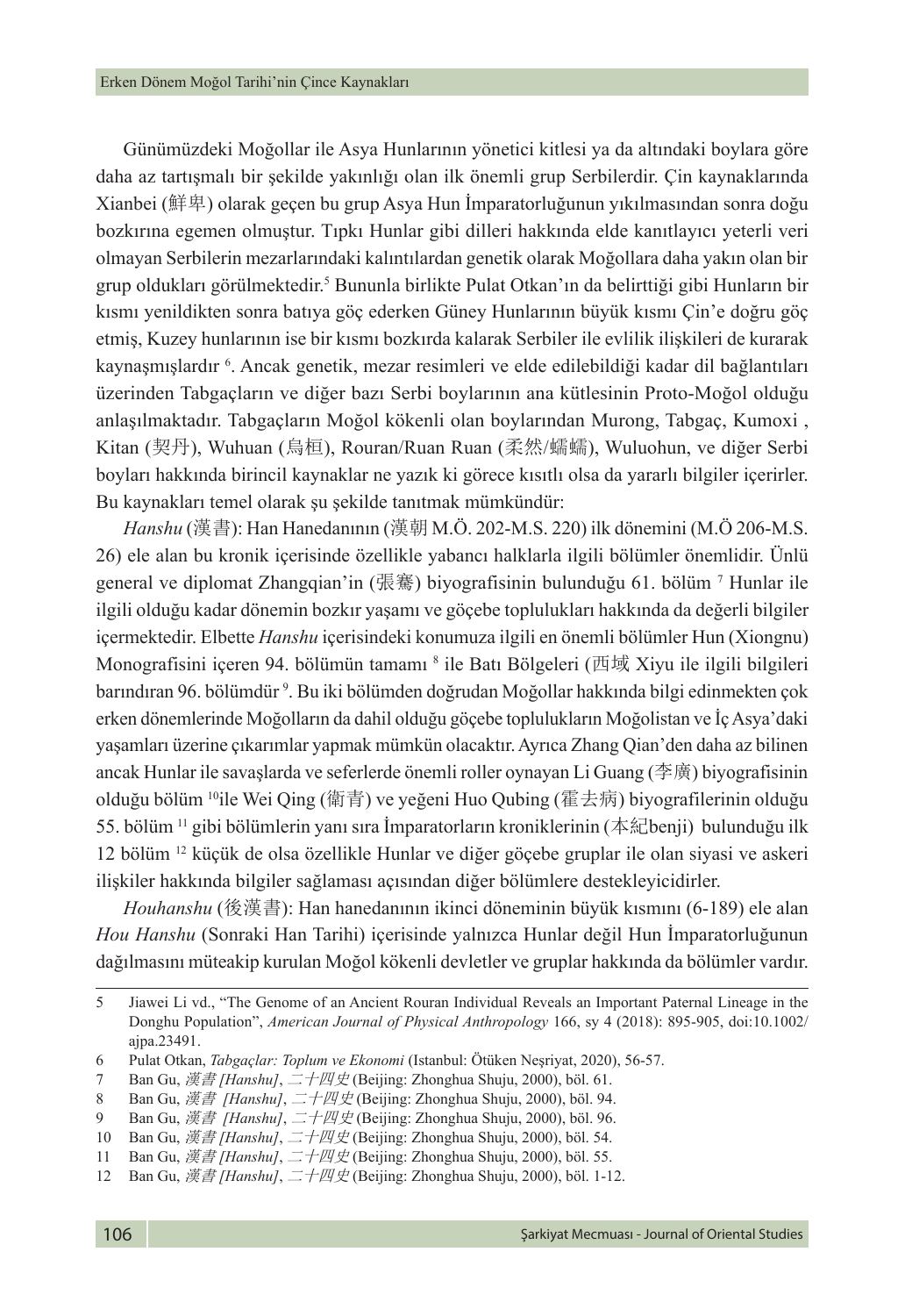Günümüzdeki Moğollar ile Asya Hunlarının yönetici kitlesi ya da altındaki boylara göre daha az tartışmalı bir şekilde yakınlığı olan ilk önemli grup Serbilerdir. Çin kaynaklarında Xianbei (鮮卑) olarak geçen bu grup Asya Hun İmparatorluğunun yıkılmasından sonra doğu bozkırına egemen olmuştur. Tıpkı Hunlar gibi dilleri hakkında elde kanıtlayıcı yeterli veri olmayan Serbilerin mezarlarındaki kalıntılardan genetik olarak Moğollara daha yakın olan bir grup oldukları görülmektedir.[5] Bununla birlikte Pulat Otkan'ın da belirttiği gibi Hunların bir kısmı yenildikten sonra batıya göç ederken Güney Hunlarının büyük kısmı Çin'e doğru göç etmiş, Kuzey hunlarının ise bir kısmı bozkırda kalarak Serbiler ile evlilik ilişkileri de kurarak kaynaşmışlardır [6]. Ancak genetik, mezar resimleri ve elde edilebildiği kadar dil bağlantıları üzerinden Tabgaçların ve diğer bazı Serbi boylarının ana kütlesinin Proto-Moğol olduğu anlaşılmaktadır. Tabgaçların Moğol kökenli olan boylarından Murong, Tabgaç, Kumoxi , Kitan (契丹), Wuhuan (烏桓), Rouran/Ruan Ruan (柔然/蠕蠕), Wuluohun, ve diğer Serbi boyları hakkında birincil kaynaklar ne yazık ki görece kısıtlı olsa da yararlı bilgiler içerirler. Bu kaynakları temel olarak şu şekilde tanıtmak mümkündür:

*Hanshu* (漢書): Han Hanedanının (漢朝 M.Ö. 202-M.S. 220) ilk dönemini (M.Ö 206-M.S. 26) ele alan bu kronik içerisinde özellikle yabancı halklarla ilgili bölümler önemlidir. Ünlü general ve diplomat Zhangqian'in (張騫) biyografisinin bulunduğu 61. bölüm [7] Hunlar ile ilgili olduğu kadar dönemin bozkır yaşamı ve göçebe toplulukları hakkında da değerli bilgiler içermektedir. Elbette *Hanshu* içerisindeki konumuza ilgili en önemli bölümler Hun (Xiongnu) Monografisini içeren 94. bölümün tamamı [8] ile Batı Bölgeleri (西域 Xiyu ile ilgili bilgileri barındıran 96. bölümdür [9]. Bu iki bölümden doğrudan Moğollar hakkında bilgi edinmekten çok erken dönemlerinde Moğolların da dahil olduğu göçebe toplulukların Moğolistan ve İç Asya'daki yaşamları üzerine çıkarımlar yapmak mümkün olacaktır. Ayrıca Zhang Qian'den daha az bilinen ancak Hunlar ile savaşlarda ve seferlerde önemli roller oynayan Li Guang (李廣) biyografisinin olduğu bölüm [10]ile Wei Qing (衛青) ve yeğeni Huo Qubing (霍去病) biyografilerinin olduğu 55. bölüm [11] gibi bölümlerin yanı sıra İmparatorların kroniklerinin (本紀benji) bulunduğu ilk 12 bölüm [12] küçük de olsa özellikle Hunlar ve diğer göçebe gruplar ile olan siyasi ve askeri ilişkiler hakkında bilgiler sağlaması açısından diğer bölümlere destekleyicidirler.

*Houhanshu* (後漢書): Han hanedanının ikinci döneminin büyük kısmını (6-189) ele alan *Hou Hanshu* (Sonraki Han Tarihi) içerisinde yalnızca Hunlar değil Hun İmparatorluğunun dağılmasını müteakip kurulan Moğol kökenli devletler ve gruplar hakkında da bölümler vardır.

---

5 Jiawei Li vd., "The Genome of an Ancient Rouran Individual Reveals an Important Paternal Lineage in the Donghu Population", *American Journal of Physical Anthropology* 166, sy 4 (2018): 895-905, doi:10.1002/ajpa.23491.

6 Pulat Otkan, *Tabgaçlar: Toplum ve Ekonomi* (Istanbul: Ötüken Neşriyat, 2020), 56-57.

7 Ban Gu, *漢書 [Hanshu]*, *二十四史* (Beijing: Zhonghua Shuju, 2000), böl. 61.

8 Ban Gu, *漢書 [Hanshu]*, *二十四史* (Beijing: Zhonghua Shuju, 2000), böl. 94.

9 Ban Gu, *漢書 [Hanshu]*, *二十四史* (Beijing: Zhonghua Shuju, 2000), böl. 96.

10 Ban Gu, *漢書 [Hanshu]*, *二十四史* (Beijing: Zhonghua Shuju, 2000), böl. 54.

11 Ban Gu, *漢書 [Hanshu]*, *二十四史* (Beijing: Zhonghua Shuju, 2000), böl. 55.

12 Ban Gu, *漢書 [Hanshu]*, *二十四史* (Beijing: Zhonghua Shuju, 2000), böl. 1-12.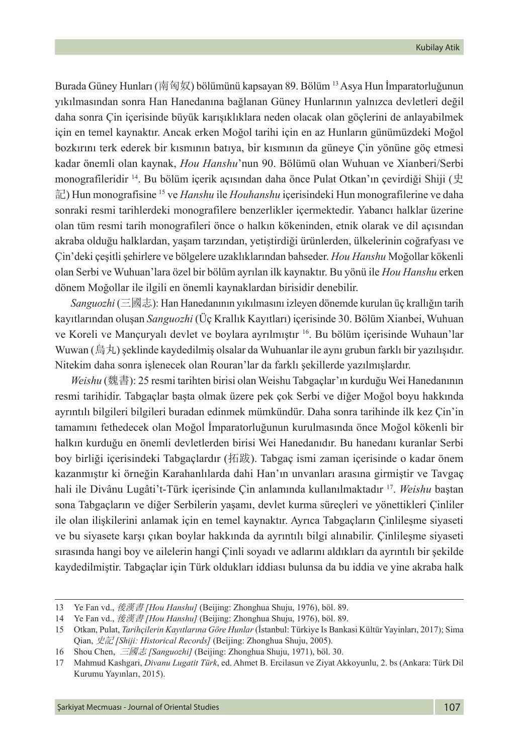Burada Güney Hunları (南匈奴) bölümünü kapsayan 89. Bölüm [13] Asya Hun İmparatorluğunun yıkılmasından sonra Han Hanedanına bağlanan Güney Hunlarının yalnızca devletleri değil daha sonra Çin içerisinde büyük karışıklıklara neden olacak olan göçlerini de anlayabilmek için en temel kaynaktır. Ancak erken Moğol tarihi için en az Hunların günümüzdeki Moğol bozkırını terk ederek bir kısmının batıya, bir kısmının da güneye Çin yönüne göç etmesi kadar önemli olan kaynak, *Hou Hanshu*'nun 90. Bölümü olan Wuhuan ve Xianberi/Serbi monografileridir [14]. Bu bölüm içerik açısından daha önce Pulat Otkan'ın çevirdiği Shiji (史記) Hun monografisine [15] ve *Hanshu* ile *Houhanshu* içerisindeki Hun monografilerine ve daha sonraki resmi tarihlerdeki monografilere benzerlikler içermektedir. Yabancı halklar üzerine olan tüm resmi tarih monografileri önce o halkın kökeninden, etnik olarak ve dil açısından akraba olduğu halklardan, yaşam tarzından, yetiştirdiği ürünlerden, ülkelerinin coğrafyası ve Çin'deki çeşitli şehirlere ve bölgelere uzaklıklarından bahseder. *Hou Hanshu* Moğollar kökenli olan Serbi ve Wuhuan'lara özel bir bölüm ayrılan ilk kaynaktır. Bu yönü ile *Hou Hanshu* erken dönem Moğollar ile ilgili en önemli kaynaklardan birisidir denebilir.

*Sanguozhi* (三國志): Han Hanedanının yıkılmasını izleyen dönemde kurulan üç krallığın tarih kayıtlarından oluşan *Sanguozhi* (Üç Krallık Kayıtları) içerisinde 30. Bölüm Xianbei, Wuhuan ve Koreli ve Mançuryalı devlet ve boylara ayrılmıştır [16]. Bu bölüm içerisinde Wuhaun'lar Wuwan (烏丸) şeklinde kaydedilmiş olsalar da Wuhuanlar ile aynı grubun farklı bir yazılışıdır. Nitekim daha sonra işlenecek olan Rouran'lar da farklı şekillerde yazılmışlardır.

*Weishu* (魏書): 25 resmi tarihten birisi olan Weishu Tabgaçlar'ın kurduğu Wei Hanedanının resmi tarihidir. Tabgaçlar başta olmak üzere pek çok Serbi ve diğer Moğol boyu hakkında ayrıntılı bilgileri bilgileri buradan edinmek mümkündür. Daha sonra tarihinde ilk kez Çin'in tamamını fethedecek olan Moğol İmparatorluğunun kurulmasında önce Moğol kökenli bir halkın kurduğu en önemli devletlerden birisi Wei Hanedanıdır. Bu hanedanı kuranlar Serbi boy birliği içerisindeki Tabgaçlardır (拓跋). Tabgaç ismi zaman içerisinde o kadar önem kazanmıştır ki örneğin Karahanlılarda dahi Han'ın unvanları arasına girmiştir ve Tavgaç hali ile Divânu Lugâti't-Türk içerisinde Çin anlamında kullanılmaktadır [17]. *Weishu* baştan sona Tabgaçların ve diğer Serbilerin yaşamı, devlet kurma süreçleri ve yönettikleri Çinliler ile olan ilişkilerini anlamak için en temel kaynaktır. Ayrıca Tabgaçların Çinlileşme siyaseti ve bu siyasete karşı çıkan boylar hakkında da ayrıntılı bilgi alınabilir. Çinlileşme siyaseti sırasında hangi boy ve ailelerin hangi Çinli soyadı ve adlarını aldıkları da ayrıntılı bir şekilde kaydedilmiştir. Tabgaçlar için Türk oldukları iddiası bulunsa da bu iddia ve yine akraba halk

---

13 Ye Fan vd., *後漢書 [Hou Hanshu]* (Beijing: Zhonghua Shuju, 1976), böl. 89.

14 Ye Fan vd., *後漢書 [Hou Hanshu]* (Beijing: Zhonghua Shuju, 1976), böl. 89.

15 Otkan, Pulat, *Tarihçilerin Kayıtlarına Göre Hunlar* (İstanbul: Türkiye Is Bankasi Kültür Yayinları, 2017); Sima Qian, *史記 [Shiji: Historical Records]* (Beijing: Zhonghua Shuju, 2005).

16 Shou Chen, *三國志 [Sanguozhi]* (Beijing: Zhonghua Shuju, 1971), böl. 30.

17 Mahmud Kashgari, *Divanu Lugatit Türk*, ed. Ahmet B. Ercilasun ve Ziyat Akkoyunlu, 2. bs (Ankara: Türk Dil Kurumu Yayınları, 2015).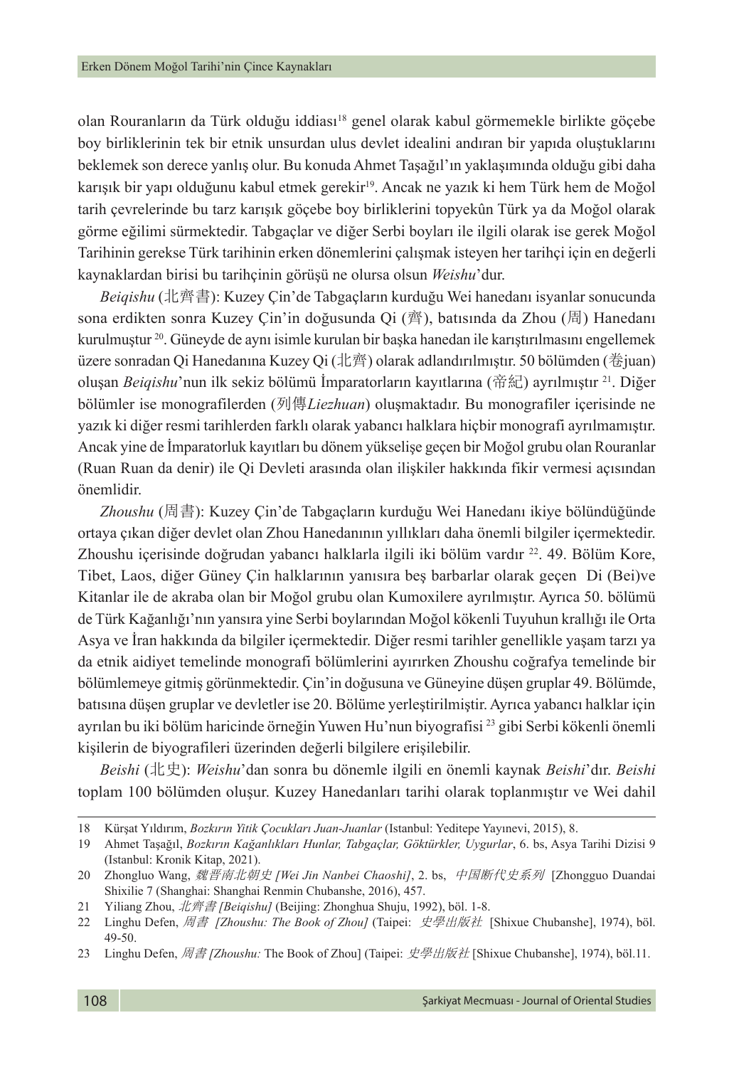olan Rouranların da Türk olduğu iddiası[18] genel olarak kabul görmemekle birlikte göçebe boy birliklerinin tek bir etnik unsurdan ulus devlet idealini andıran bir yapıda oluştuklarını beklemek son derece yanlış olur. Bu konuda Ahmet Taşağıl'ın yaklaşımında olduğu gibi daha karışık bir yapı olduğunu kabul etmek gerekir[19]. Ancak ne yazık ki hem Türk hem de Moğol tarih çevrelerinde bu tarz karışık göçebe boy birliklerini topyekûn Türk ya da Moğol olarak görme eğilimi sürmektedir. Tabgaçlar ve diğer Serbi boyları ile ilgili olarak ise gerek Moğol Tarihinin gerekse Türk tarihinin erken dönemlerini çalışmak isteyen her tarihçi için en değerli kaynaklardan birisi bu tarihçinin görüşü ne olursa olsun *Weishu*'dur.

*Beiqishu* (北齊書): Kuzey Çin'de Tabgaçların kurduğu Wei hanedanı isyanlar sonucunda sona erdikten sonra Kuzey Çin'in doğusunda Qi (齊), batısında da Zhou (周) Hanedanı kurulmuştur [20]. Güneyde de aynı isimle kurulan bir başka hanedan ile karıştırılmasını engellemek üzere sonradan Qi Hanedanına Kuzey Qi (北齊) olarak adlandırılmıştır. 50 bölümden (卷juan) oluşan *Beiqishu*'nun ilk sekiz bölümü İmparatorların kayıtlarına (帝紀) ayrılmıştır [21]. Diğer bölümler ise monografilerden (列傳*Liezhuan*) oluşmaktadır. Bu monografiler içerisinde ne yazık ki diğer resmi tarihlerden farklı olarak yabancı halklara hiçbir monografi ayrılmamıştır. Ancak yine de İmparatorluk kayıtları bu dönem yükselişe geçen bir Moğol grubu olan Rouranlar (Ruan Ruan da denir) ile Qi Devleti arasında olan ilişkiler hakkında fikir vermesi açısından önemlidir.

*Zhoushu* (周書): Kuzey Çin'de Tabgaçların kurduğu Wei Hanedanı ikiye bölündüğünde ortaya çıkan diğer devlet olan Zhou Hanedanının yıllıkları daha önemli bilgiler içermektedir. Zhoushu içerisinde doğrudan yabancı halklarla ilgili iki bölüm vardır [22]. 49. Bölüm Kore, Tibet, Laos, diğer Güney Çin halklarının yanısıra beş barbarlar olarak geçen Di (Bei)ve Kitanlar ile de akraba olan bir Moğol grubu olan Kumoxilere ayrılmıştır. Ayrıca 50. bölümü de Türk Kağanlığı'nın yansıra yine Serbi boylarından Moğol kökenli Tuyuhun krallığı ile Orta Asya ve İran hakkında da bilgiler içermektedir. Diğer resmi tarihler genellikle yaşam tarzı ya da etnik aidiyet temelinde monografi bölümlerini ayırırken Zhoushu coğrafya temelinde bir bölümlemeye gitmiş görünmektedir. Çin'in doğusuna ve Güneyine düşen gruplar 49. Bölümde, batısına düşen gruplar ve devletler ise 20. Bölüme yerleştirilmiştir. Ayrıca yabancı halklar için ayrılan bu iki bölüm haricinde örneğin Yuwen Hu'nun biyografisi [23] gibi Serbi kökenli önemli kişilerin de biyografileri üzerinden değerli bilgilere erişilebilir.

*Beishi* (北史): *Weishu*'dan sonra bu dönemle ilgili en önemli kaynak *Beishi*'dır. *Beishi* toplam 100 bölümden oluşur. Kuzey Hanedanları tarihi olarak toplanmıştır ve Wei dahil

---

18 Kürşat Yıldırım, *Bozkırın Yitik Çocukları Juan-Juanlar* (Istanbul: Yeditepe Yayınevi, 2015), 8.

19 Ahmet Taşağıl, *Bozkırın Kağanlıkları Hunlar, Tabgaçlar, Göktürkler, Uygurlar*, 6. bs, Asya Tarihi Dizisi 9 (Istanbul: Kronik Kitap, 2021).

20 Zhongluo Wang, *魏晋南北朝史 [Wei Jin Nanbei Chaoshi]*, 2. bs, *中国断代史系列* [Zhongguo Duandai Shixilie 7 (Shanghai: Shanghai Renmin Chubanshe, 2016), 457.

21 Yiliang Zhou, *北齊書 [Beiqishu]* (Beijing: Zhonghua Shuju, 1992), böl. 1-8.

22 Linghu Defen, *周書 [Zhoushu: The Book of Zhou]* (Taipei: *史學出版社* [Shixue Chubanshe], 1974), böl. 49-50.

23 Linghu Defen, *周書 [Zhoushu:* The Book of Zhou] (Taipei: *史學出版社* [Shixue Chubanshe], 1974), böl.11.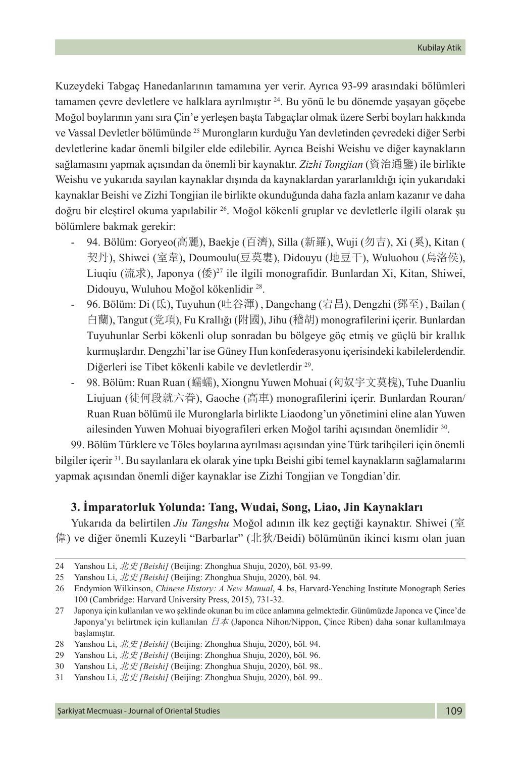Kuzeydeki Tabgaç Hanedanlarının tamamına yer verir. Ayrıca 93-99 arasındaki bölümleri tamamen çevre devletlere ve halklara ayrılmıştır [24]. Bu yönü le bu dönemde yaşayan göçebe Moğol boylarının yanı sıra Çin'e yerleşen başta Tabgaçlar olmak üzere Serbi boyları hakkında ve Vassal Devletler bölümünde [25] Murongların kurduğu Yan devletinden çevredeki diğer Serbi devletlerine kadar önemli bilgiler elde edilebilir. Ayrıca Beishi Weishu ve diğer kaynakların sağlamasını yapmak açısından da önemli bir kaynaktır. *Zizhi Tongjian* (資治通鑒) ile birlikte Weishu ve yukarıda sayılan kaynaklar dışında da kaynaklardan yararlanıldığı için yukarıdaki kaynaklar Beishi ve Zizhi Tongjian ile birlikte okunduğunda daha fazla anlam kazanır ve daha doğru bir eleştirel okuma yapılabilir [26]. Moğol kökenli gruplar ve devletlerle ilgili olarak şu bölümlere bakmak gerekir:

- 94. Bölüm: Goryeo(高麗), Baekje (百濟), Silla (新羅), Wuji (勿吉), Xi (奚), Kitan (契丹), Shiwei (室韋), Doumoulu(豆莫婁), Didouyu (地豆干), Wuluohou (烏洛侯), Liuqiu (流求), Japonya (倭)[27] ile ilgili monografidir. Bunlardan Xi, Kitan, Shiwei, Didouyu, Wuluhou Moğol kökenlidir [28].
- 96. Bölüm: Di (氐), Tuyuhun (吐谷渾) , Dangchang (宕昌), Dengzhi (鄧至) , Bailan (白蘭), Tangut (党項), Fu Krallığı (附國), Jihu (稽胡) monografilerini içerir. Bunlardan Tuyuhunlar Serbi kökenli olup sonradan bu bölgeye göç etmiş ve güçlü bir krallık kurmuşlardır. Dengzhi'lar ise Güney Hun konfederasyonu içerisindeki kabilelerdendir. Diğerleri ise Tibet kökenli kabile ve devletlerdir [29].
- 98. Bölüm: Ruan Ruan (蠕蠕), Xiongnu Yuwen Mohuai (匈奴宇文莫槐), Tuhe Duanliu Liujuan (徒何段就六眷), Gaoche (高車) monografilerini içerir. Bunlardan Rouran/Ruan Ruan bölümü ile Muronglarla birlikte Liaodong'un yönetimini eline alan Yuwen ailesinden Yuwen Mohuai biyografileri erken Moğol tarihi açısından önemlidir [30].

99. Bölüm Türklere ve Töles boylarına ayrılması açısından yine Türk tarihçileri için önemli bilgiler içerir [31]. Bu sayılanlara ek olarak yine tıpkı Beishi gibi temel kaynakların sağlamalarını yapmak açısından önemli diğer kaynaklar ise Zizhi Tongjian ve Tongdian'dir.

### 3. İmparatorluk Yolunda: Tang, Wudai, Song, Liao, Jin Kaynakları

Yukarıda da belirtilen *Jiu Tangshu* Moğol adının ilk kez geçtiği kaynaktır. Shiwei (室偉) ve diğer önemli Kuzeyli "Barbarlar" (北狄/Beidi) bölümünün ikinci kısmı olan juan

---

24 Yanshou Li, *北史 [Beishi]* (Beijing: Zhonghua Shuju, 2020), böl. 93-99.

25 Yanshou Li, *北史 [Beishi]* (Beijing: Zhonghua Shuju, 2020), böl. 94.

26 Endymion Wilkinson, *Chinese History: A New Manual*, 4. bs, Harvard-Yenching Institute Monograph Series 100 (Cambridge: Harvard University Press, 2015), 731-32.

27 Japonya için kullanılan ve wo şeklinde okunan bu im cüce anlamına gelmektedir. Günümüzde Japonca ve Çince'de Japonya'yı belirtmek için kullanılan *日本* (Japonca Nihon/Nippon, Çince Riben) daha sonar kullanılmaya başlamıştır.

28 Yanshou Li, *北史 [Beishi]* (Beijing: Zhonghua Shuju, 2020), böl. 94.

29 Yanshou Li, *北史 [Beishi]* (Beijing: Zhonghua Shuju, 2020), böl. 96.

30 Yanshou Li, *北史 [Beishi]* (Beijing: Zhonghua Shuju, 2020), böl. 98..

31 Yanshou Li, *北史 [Beishi]* (Beijing: Zhonghua Shuju, 2020), böl. 99..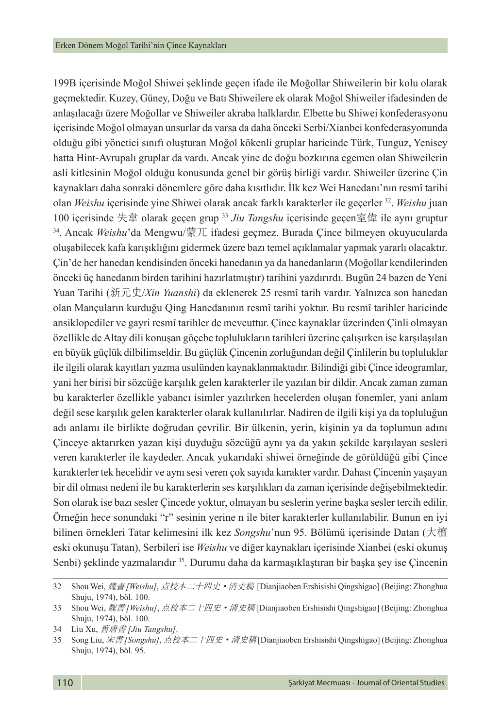199B içerisinde Moğol Shiwei şeklinde geçen ifade ile Moğollar Shiweilerin bir kolu olarak geçmektedir. Kuzey, Güney, Doğu ve Batı Shiweilere ek olarak Moğol Shiweiler ifadesinden de anlaşılacağı üzere Moğollar ve Shiweiler akraba halklardır. Elbette bu Shiwei konfederasyonu içerisinde Moğol olmayan unsurlar da varsa da daha önceki Serbi/Xianbei konfederasyonunda olduğu gibi yönetici sınıfı oluşturan Moğol kökenli gruplar haricinde Türk, Tunguz, Yenisey hatta Hint-Avrupalı gruplar da vardı. Ancak yine de doğu bozkırına egemen olan Shiweilerin asli kitlesinin Moğol olduğu konusunda genel bir görüş birliği vardır. Shiweiler üzerine Çin kaynakları daha sonraki dönemlere göre daha kısıtlıdır. İlk kez Wei Hanedanı'nın resmî tarihi olan *Weishu* içerisinde yine Shiwei olarak ancak farklı karakterler ile geçerler [32]. *Weishu* juan 100 içerisinde 失韋 olarak geçen grup [33] *Jiu Tangshu* içerisinde geçen室偉 ile aynı gruptur [34]. Ancak *Weishu*'da Mengwu/蒙兀 ifadesi geçmez. Burada Çince bilmeyen okuyucularda oluşabilecek kafa karışıklığını gidermek üzere bazı temel açıklamalar yapmak yararlı olacaktır. Çin'de her hanedan kendisinden önceki hanedanın ya da hanedanların (Moğollar kendilerinden önceki üç hanedanın birden tarihini hazırlatmıştır) tarihini yazdırırdı. Bugün 24 bazen de Yeni Yuan Tarihi (新元史/*Xin Yuanshi*) da eklenerek 25 resmî tarih vardır. Yalnızca son hanedan olan Mançuların kurduğu Qing Hanedanının resmî tarihi yoktur. Bu resmî tarihler haricinde ansiklopediler ve gayri resmî tarihler de mevcuttur. Çince kaynaklar üzerinden Çinli olmayan özellikle de Altay dili konuşan göçebe toplulukların tarihleri üzerine çalışırken ise karşılaşılan en büyük güçlük dilbilimseldir. Bu güçlük Çincenin zorluğundan değil Çinlilerin bu topluluklar ile ilgili olarak kayıtları yazma usulünden kaynaklanmaktadır. Bilindiği gibi Çince ideogramlar, yani her birisi bir sözcüğe karşılık gelen karakterler ile yazılan bir dildir. Ancak zaman zaman bu karakterler özellikle yabancı isimler yazılırken hecelerden oluşan fonemler, yani anlam değil sese karşılık gelen karakterler olarak kullanılırlar. Nadiren de ilgili kişi ya da topluluğun adı anlamı ile birlikte doğrudan çevrilir. Bir ülkenin, yerin, kişinin ya da toplumun adını Çinceye aktarırken yazan kişi duyduğu sözcüğü aynı ya da yakın şekilde karşılayan sesleri veren karakterler ile kaydeder. Ancak yukarıdaki shiwei örneğinde de görüldüğü gibi Çince karakterler tek hecelidir ve aynı sesi veren çok sayıda karakter vardır. Dahası Çincenin yaşayan bir dil olması nedeni ile bu karakterlerin ses karşılıkları da zaman içerisinde değişebilmektedir. Son olarak ise bazı sesler Çincede yoktur, olmayan bu seslerin yerine başka sesler tercih edilir. Örneğin hece sonundaki "r" sesinin yerine n ile biter karakterler kullanılabilir. Bunun en iyi bilinen örnekleri Tatar kelimesini ilk kez *Songshu*'nun 95. Bölümü içerisinde Datan (大檀 eski okunuşu Tatan), Serbileri ise *Weishu* ve diğer kaynakları içerisinde Xianbei (eski okunuş Senbi) şeklinde yazmalarıdır [35]. Durumu daha da karmaşıklaştıran bir başka şey ise Çincenin

---

32 Shou Wei, *魏書 [Weishu]*, *点校本二十四史・清史稿* [Dianjiaoben Ershisishi Qingshigao] (Beijing: Zhonghua Shuju, 1974), böl. 100.

33 Shou Wei, *魏書 [Weishu]*, *点校本二十四史・清史稿* [Dianjiaoben Ershisishi Qingshigao] (Beijing: Zhonghua Shuju, 1974), böl. 100.

34 Liu Xu, *舊唐書 [Jiu Tangshu]*.

35 Song Liu, *宋書 [Songshu]*, *点校本二十四史・清史稿* [Dianjiaoben Ershisishi Qingshigao] (Beijing: Zhonghua Shuju, 1974), böl. 95.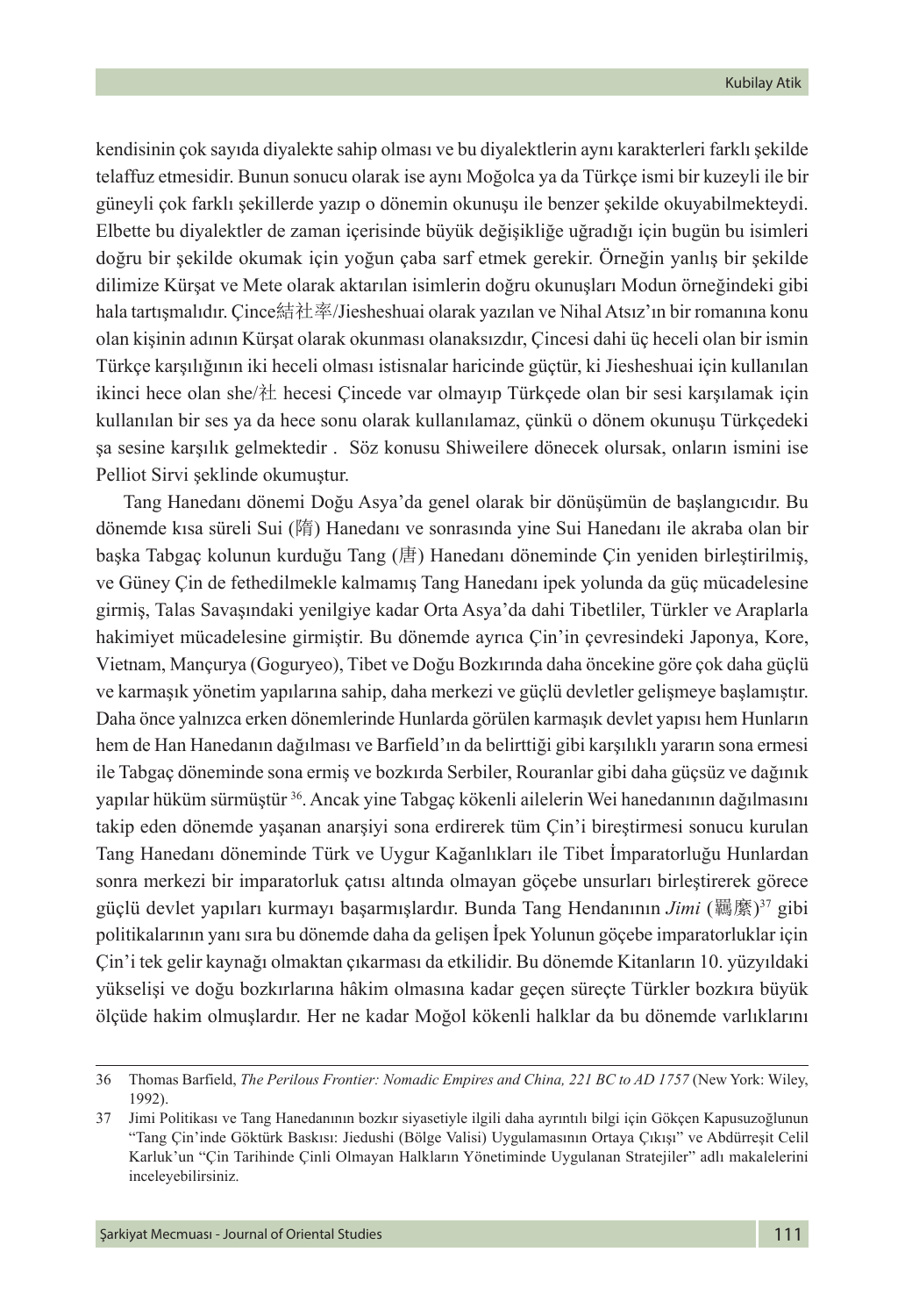kendisinin çok sayıda diyalekte sahip olması ve bu diyalektlerin aynı karakterleri farklı şekilde telaffuz etmesidir. Bunun sonucu olarak ise aynı Moğolca ya da Türkçe ismi bir kuzeyli ile bir güneyli çok farklı şekillerde yazıp o dönemin okunuşu ile benzer şekilde okuyabilmekteydi. Elbette bu diyalektler de zaman içerisinde büyük değişikliğe uğradığı için bugün bu isimleri doğru bir şekilde okumak için yoğun çaba sarf etmek gerekir. Örneğin yanlış bir şekilde dilimize Kürşat ve Mete olarak aktarılan isimlerin doğru okunuşları Modun örneğindeki gibi hala tartışmalıdır. Çince結社率/Jiesheshuai olarak yazılan ve Nihal Atsız'ın bir romanına konu olan kişinin adının Kürşat olarak okunması olanaksızdır, Çincesi dahi üç heceli olan bir ismin Türkçe karşılığının iki heceli olması istisnalar haricinde güçtür, ki Jiesheshuai için kullanılan ikinci hece olan she/社 hecesi Çincede var olmayıp Türkçede olan bir sesi karşılamak için kullanılan bir ses ya da hece sonu olarak kullanılamaz, çünkü o dönem okunuşu Türkçedeki şa sesine karşılık gelmektedir . Söz konusu Shiweilere dönecek olursak, onların ismini ise Pelliot Sirvi şeklinde okumuştur.

Tang Hanedanı dönemi Doğu Asya'da genel olarak bir dönüşümün de başlangıcıdır. Bu dönemde kısa süreli Sui (隋) Hanedanı ve sonrasında yine Sui Hanedanı ile akraba olan bir başka Tabgaç kolunun kurduğu Tang (唐) Hanedanı döneminde Çin yeniden birleştirilmiş, ve Güney Çin de fethedilmekle kalmamış Tang Hanedanı ipek yolunda da güç mücadelesine girmiş, Talas Savaşındaki yenilgiye kadar Orta Asya'da dahi Tibetliler, Türkler ve Araplarla hakimiyet mücadelesine girmiştir. Bu dönemde ayrıca Çin'in çevresindeki Japonya, Kore, Vietnam, Mançurya (Goguryeo), Tibet ve Doğu Bozkırında daha öncekine göre çok daha güçlü ve karmaşık yönetim yapılarına sahip, daha merkezi ve güçlü devletler gelişmeye başlamıştır. Daha önce yalnızca erken dönemlerinde Hunlarda görülen karmaşık devlet yapısı hem Hunların hem de Han Hanedanın dağılması ve Barfield'ın da belirttiği gibi karşılıklı yararın sona ermesi ile Tabgaç döneminde sona ermiş ve bozkırda Serbiler, Rouranlar gibi daha güçsüz ve dağınık yapılar hüküm sürmüştür [36]. Ancak yine Tabgaç kökenli ailelerin Wei hanedanının dağılmasını takip eden dönemde yaşanan anarşiyi sona erdirerek tüm Çin'i bireştirmesi sonucu kurulan Tang Hanedanı döneminde Türk ve Uygur Kağanlıkları ile Tibet İmparatorluğu Hunlardan sonra merkezi bir imparatorluk çatısı altında olmayan göçebe unsurları birleştirerek görece güçlü devlet yapıları kurmayı başarmışlardır. Bunda Tang Hendanının *Jimi* (羈縻)[37] gibi politikalarının yanı sıra bu dönemde daha da gelişen İpek Yolunun göçebe imparatorluklar için Çin'i tek gelir kaynağı olmaktan çıkarması da etkilidir. Bu dönemde Kitanların 10. yüzyıldaki yükselişi ve doğu bozkırlarına hâkim olmasına kadar geçen süreçte Türkler bozkıra büyük ölçüde hakim olmuşlardır. Her ne kadar Moğol kökenli halklar da bu dönemde varlıklarını

---

36 Thomas Barfield, *The Perilous Frontier: Nomadic Empires and China, 221 BC to AD 1757* (New York: Wiley, 1992).

37 Jimi Politikası ve Tang Hanedanının bozkır siyasetiyle ilgili daha ayrıntılı bilgi için Gökçen Kapusuzoğlunun "Tang Çin'inde Göktürk Baskısı: Jiedushi (Bölge Valisi) Uygulamasının Ortaya Çıkışı" ve Abdürreşit Celil Karluk'un "Çin Tarihinde Çinli Olmayan Halkların Yönetiminde Uygulanan Stratejiler" adlı makalelerini inceleyebilirsiniz.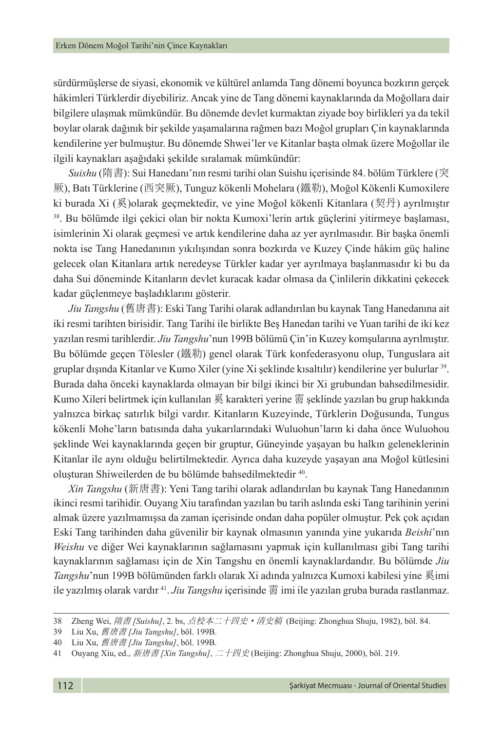sürdürmüşlerse de siyasi, ekonomik ve kültürel anlamda Tang dönemi boyunca bozkırın gerçek hâkimleri Türklerdir diyebiliriz. Ancak yine de Tang dönemi kaynaklarında da Moğollara dair bilgilere ulaşmak mümkündür. Bu dönemde devlet kurmaktan ziyade boy birlikleri ya da tekil boylar olarak dağınık bir şekilde yaşamalarına rağmen bazı Moğol grupları Çin kaynaklarında kendilerine yer bulmuştur. Bu dönemde Shwei'ler ve Kitanlar başta olmak üzere Moğollar ile ilgili kaynakları aşağıdaki şekilde sıralamak mümkündür:

*Suishu* (隋書): Sui Hanedanı'nın resmi tarihi olan Suishu içerisinde 84. bölüm Türklere (突厥), Batı Türklerine (西突厥), Tunguz kökenli Mohelara (鐵勒), Moğol Kökenli Kumoxilere ki burada Xi (奚)olarak geçmektedir, ve yine Moğol kökenli Kitanlara (契丹) ayrılmıştır [38]. Bu bölümde ilgi çekici olan bir nokta Kumoxi'lerin artık güçlerini yitirmeye başlaması, isimlerinin Xi olarak geçmesi ve artık kendilerine daha az yer ayrılmasıdır. Bir başka önemli nokta ise Tang Hanedanının yıkılışından sonra bozkırda ve Kuzey Çinde hâkim güç haline gelecek olan Kitanlara artık neredeyse Türkler kadar yer ayrılmaya başlanmasıdır ki bu da daha Sui döneminde Kitanların devlet kuracak kadar olmasa da Çinlilerin dikkatini çekecek kadar güçlenmeye başladıklarını gösterir.

*Jiu Tangshu* (舊唐書): Eski Tang Tarihi olarak adlandırılan bu kaynak Tang Hanedanına ait iki resmi tarihten birisidir. Tang Tarihi ile birlikte Beş Hanedan tarihi ve Yuan tarihi de iki kez yazılan resmi tarihlerdir. *Jiu Tangshu*'nun 199B bölümü Çin'in Kuzey komşularına ayrılmıştır. Bu bölümde geçen Tölesler (鐵勒) genel olarak Türk konfederasyonu olup, Tunguslara ait gruplar dışında Kitanlar ve Kumo Xiler (yine Xi şeklinde kısaltılır) kendilerine yer bulurlar [39]. Burada daha önceki kaynaklarda olmayan bir bilgi ikinci bir Xi grubundan bahsedilmesidir. Kumo Xileri belirtmek için kullanılan 奚 karakteri yerine 霫 şeklinde yazılan bu grup hakkında yalnızca birkaç satırlık bilgi vardır. Kitanların Kuzeyinde, Türklerin Doğusunda, Tungus kökenli Mohe'ların batısında daha yukarılarındaki Wuluohun'ların ki daha önce Wuluohou şeklinde Wei kaynaklarında geçen bir gruptur, Güneyinde yaşayan bu halkın geleneklerinin Kitanlar ile aynı olduğu belirtilmektedir. Ayrıca daha kuzeyde yaşayan ana Moğol kütlesini oluşturan Shiweilerden de bu bölümde bahsedilmektedir [40].

*Xin Tangshu* (新唐書): Yeni Tang tarihi olarak adlandırılan bu kaynak Tang Hanedanının ikinci resmi tarihidir. Ouyang Xiu tarafından yazılan bu tarih aslında eski Tang tarihinin yerini almak üzere yazılmamışsa da zaman içerisinde ondan daha popüler olmuştur. Pek çok açıdan Eski Tang tarihinden daha güvenilir bir kaynak olmasının yanında yine yukarıda *Beishi*'nın *Weishu* ve diğer Wei kaynaklarının sağlamasını yapmak için kullanılması gibi Tang tarihi kaynaklarının sağlaması için de Xin Tangshu en önemli kaynaklardandır. Bu bölümde *Jiu Tangshu*'nun 199B bölümünden farklı olarak Xi adında yalnızca Kumoxi kabilesi yine 奚imi ile yazılmış olarak vardır [41]. *Jiu Tangshu* içerisinde 霫 imi ile yazılan gruba burada rastlanmaz.

---

38 Zheng Wei, *隋書 [Suishu]*, 2. bs, *点校本二十四史•清史稿* (Beijing: Zhonghua Shuju, 1982), böl. 84.

39 Liu Xu, *舊唐書 [Jiu Tangshu]*, böl. 199B.

40 Liu Xu, *舊唐書 [Jiu Tangshu]*, böl. 199B.

41 Ouyang Xiu, ed., *新唐書 [Xin Tangshu]*, *二十四史* (Beijing: Zhonghua Shuju, 2000), böl. 219.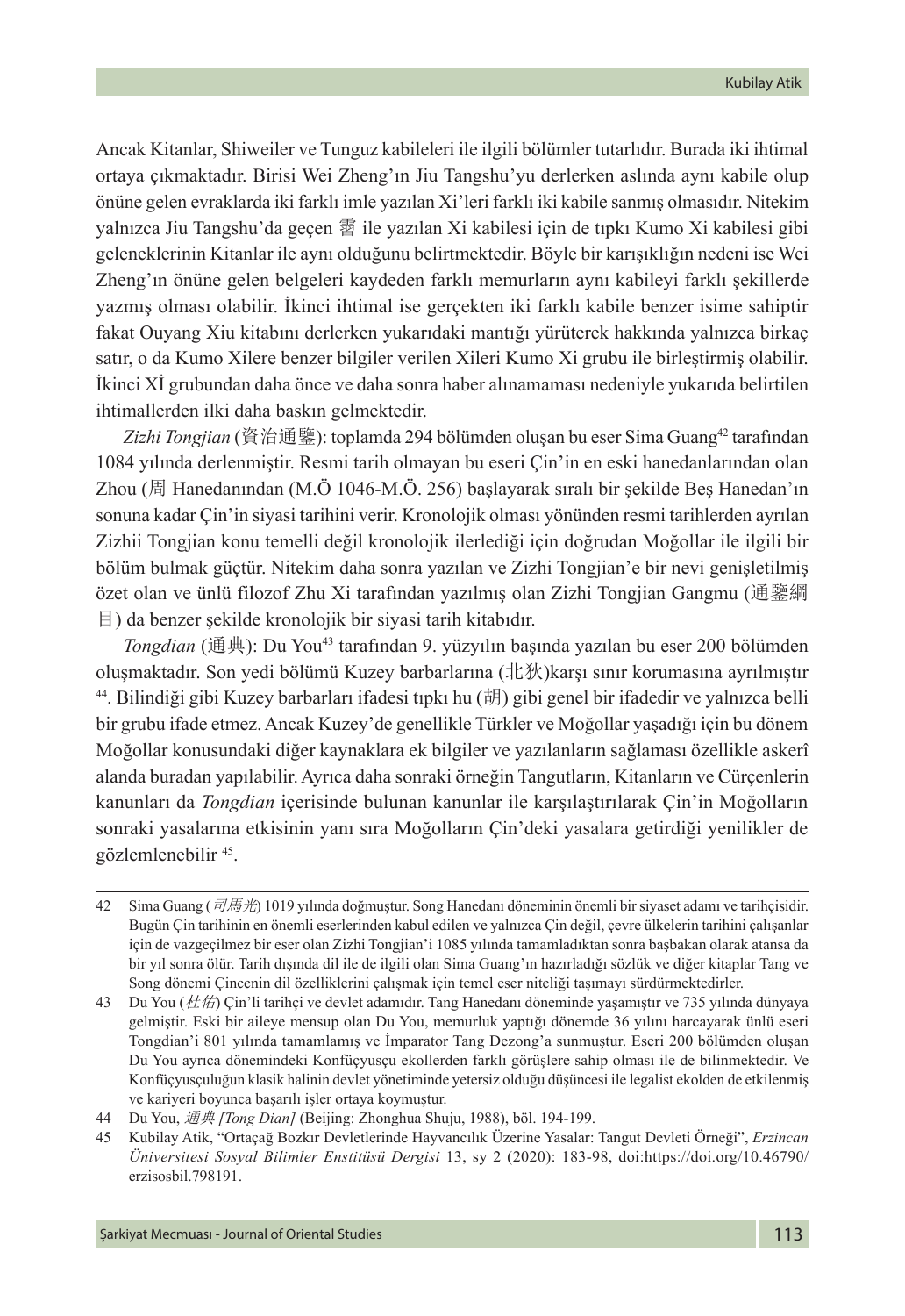Ancak Kitanlar, Shiweiler ve Tunguz kabileleri ile ilgili bölümler tutarlıdır. Burada iki ihtimal ortaya çıkmaktadır. Birisi Wei Zheng'ın Jiu Tangshu'yu derlerken aslında aynı kabile olup önüne gelen evraklarda iki farklı imle yazılan Xi'leri farklı iki kabile sanmış olmasıdır. Nitekim yalnızca Jiu Tangshu'da geçen 霫 ile yazılan Xi kabilesi için de tıpkı Kumo Xi kabilesi gibi geleneklerinin Kitanlar ile aynı olduğunu belirtmektedir. Böyle bir karışıklığın nedeni ise Wei Zheng'ın önüne gelen belgeleri kaydeden farklı memurların aynı kabileyi farklı şekillerde yazmış olması olabilir. İkinci ihtimal ise gerçekten iki farklı kabile benzer isime sahiptir fakat Ouyang Xiu kitabını derlerken yukarıdaki mantığı yürüterek hakkında yalnızca birkaç satır, o da Kumo Xilere benzer bilgiler verilen Xileri Kumo Xi grubu ile birleştirmiş olabilir. İkinci Xİ grubundan daha önce ve daha sonra haber alınamaması nedeniyle yukarıda belirtilen ihtimallerden ilki daha baskın gelmektedir.

*Zizhi Tongjian* (資治通鑒): toplamda 294 bölümden oluşan bu eser Sima Guang[42] tarafından 1084 yılında derlenmiştir. Resmi tarih olmayan bu eseri Çin'in en eski hanedanlarından olan Zhou (周 Hanedanından (M.Ö 1046-M.Ö. 256) başlayarak sıralı bir şekilde Beş Hanedan'ın sonuna kadar Çin'in siyasi tarihini verir. Kronolojik olması yönünden resmi tarihlerden ayrılan Zizhii Tongjian konu temelli değil kronolojik ilerlediği için doğrudan Moğollar ile ilgili bir bölüm bulmak güçtür. Nitekim daha sonra yazılan ve Zizhi Tongjian'e bir nevi genişletilmiş özet olan ve ünlü filozof Zhu Xi tarafından yazılmış olan Zizhi Tongjian Gangmu (通鑒綱目) da benzer şekilde kronolojik bir siyasi tarih kitabıdır.

*Tongdian* (通典): Du You[43] tarafından 9. yüzyılın başında yazılan bu eser 200 bölümden oluşmaktadır. Son yedi bölümü Kuzey barbarlarına (北狄)karşı sınır korumasına ayrılmıştır [44]. Bilindiği gibi Kuzey barbarları ifadesi tıpkı hu (胡) gibi genel bir ifadedir ve yalnızca belli bir grubu ifade etmez. Ancak Kuzey'de genellikle Türkler ve Moğollar yaşadığı için bu dönem Moğollar konusundaki diğer kaynaklara ek bilgiler ve yazılanların sağlaması özellikle askerî alanda buradan yapılabilir. Ayrıca daha sonraki örneğin Tangutların, Kitanların ve Cürçenlerin kanunları da *Tongdian* içerisinde bulunan kanunlar ile karşılaştırılarak Çin'in Moğolların sonraki yasalarına etkisinin yanı sıra Moğolların Çin'deki yasalara getirdiği yenilikler de gözlemlenebilir [45].

---

42 Sima Guang (*司馬光*) 1019 yılında doğmuştur. Song Hanedanı döneminin önemli bir siyaset adamı ve tarihçisidir. Bugün Çin tarihinin en önemli eserlerinden kabul edilen ve yalnızca Çin değil, çevre ülkelerin tarihini çalışanlar için de vazgeçilmez bir eser olan Zizhi Tongjian'i 1085 yılında tamamladıktan sonra başbakan olarak atansa da bir yıl sonra ölür. Tarih dışında dil ile de ilgili olan Sima Guang'ın hazırladığı sözlük ve diğer kitaplar Tang ve Song dönemi Çincenin dil özelliklerini çalışmak için temel eser niteliği taşımayı sürdürmektedirler.

43 Du You (*杜佑*) Çin'li tarihçi ve devlet adamıdır. Tang Hanedanı döneminde yaşamıştır ve 735 yılında dünyaya gelmiştir. Eski bir aileye mensup olan Du You, memurluk yaptığı dönemde 36 yılını harcayarak ünlü eseri Tongdian'i 801 yılında tamamlamış ve İmparator Tang Dezong'a sunmuştur. Eseri 200 bölümden oluşan Du You ayrıca dönemindeki Konfüçyusçu ekollerden farklı görüşlere sahip olması ile de bilinmektedir. Ve Konfüçyusçuluğun klasik halinin devlet yönetiminde yetersiz olduğu düşüncesi ile legalist ekolden de etkilenmiş ve kariyeri boyunca başarılı işler ortaya koymuştur.

44 Du You, *通典 [Tong Dian]* (Beijing: Zhonghua Shuju, 1988), böl. 194-199.

45 Kubilay Atik, "Ortaçağ Bozkır Devletlerinde Hayvancılık Üzerine Yasalar: Tangut Devleti Örneği", *Erzincan Üniversitesi Sosyal Bilimler Enstitüsü Dergisi* 13, sy 2 (2020): 183-98, doi:https://doi.org/10.46790/erzisosbil.798191.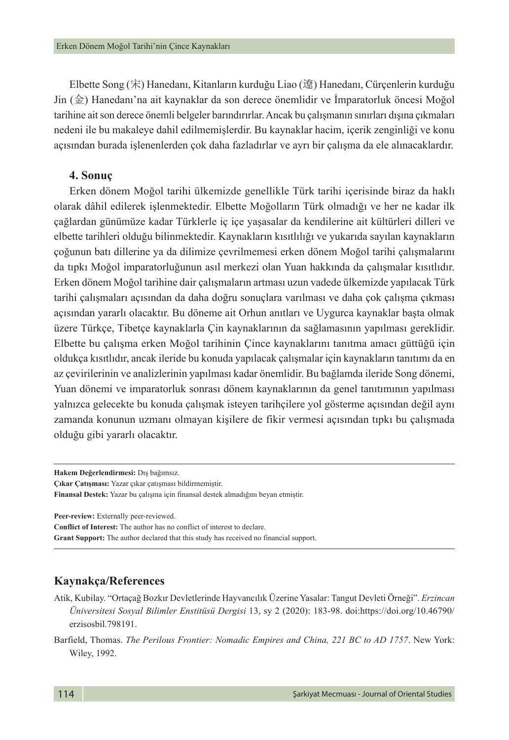Elbette Song (宋) Hanedanı, Kitanların kurduğu Liao (遼) Hanedanı, Cürçenlerin kurduğu Jin (金) Hanedanı'na ait kaynaklar da son derece önemlidir ve İmparatorluk öncesi Moğol tarihine ait son derece önemli belgeler barındırırlar. Ancak bu çalışmanın sınırları dışına çıkmaları nedeni ile bu makaleye dahil edilmemişlerdir. Bu kaynaklar hacim, içerik zenginliği ve konu açısından burada işlenenlerden çok daha fazladırlar ve ayrı bir çalışma da ele alınacaklardır.

## 4. Sonuç

Erken dönem Moğol tarihi ülkemizde genellikle Türk tarihi içerisinde biraz da haklı olarak dâhil edilerek işlenmektedir. Elbette Moğolların Türk olmadığı ve her ne kadar ilk çağlardan günümüze kadar Türklerle iç içe yaşasalar da kendilerine ait kültürleri dilleri ve elbette tarihleri olduğu bilinmektedir. Kaynakların kısıtlılığı ve yukarıda sayılan kaynakların çoğunun batı dillerine ya da dilimize çevrilmemesi erken dönem Moğol tarihi çalışmalarını da tıpkı Moğol imparatorluğunun asıl merkezi olan Yuan hakkında da çalışmalar kısıtlıdır. Erken dönem Moğol tarihine dair çalışmaların artması uzun vadede ülkemizde yapılacak Türk tarihi çalışmaları açısından da daha doğru sonuçlara varılması ve daha çok çalışma çıkması açısından yararlı olacaktır. Bu döneme ait Orhun anıtları ve Uygurca kaynaklar başta olmak üzere Türkçe, Tibetçe kaynaklarla Çin kaynaklarının da sağlamasının yapılması gereklidir. Elbette bu çalışma erken Moğol tarihinin Çince kaynaklarını tanıtma amacı güttüğü için oldukça kısıtlıdır, ancak ileride bu konuda yapılacak çalışmalar için kaynakların tanıtımı da en az çevirilerinin ve analizlerinin yapılması kadar önemlidir. Bu bağlamda ileride Song dönemi, Yuan dönemi ve imparatorluk sonrası dönem kaynaklarının da genel tanıtımının yapılması yalnızca gelecekte bu konuda çalışmak isteyen tarihçilere yol gösterme açısından değil aynı zamanda konunun uzmanı olmayan kişilere de fikir vermesi açısından tıpkı bu çalışmada olduğu gibi yararlı olacaktır.

---

**Hakem Değerlendirmesi:** Dış bağımsız.
**Çıkar Çatışması:** Yazar çıkar çatışması bildirmemiştir.
**Finansal Destek:** Yazar bu çalışma için finansal destek almadığını beyan etmiştir.

**Peer-review:** Externally peer-reviewed.
**Conflict of Interest:** The author has no conflict of interest to declare.
**Grant Support:** The author declared that this study has received no financial support.

---

## Kaynakça/References

Atik, Kubilay. "Ortaçağ Bozkır Devletlerinde Hayvancılık Üzerine Yasalar: Tangut Devleti Örneği". *Erzincan Üniversitesi Sosyal Bilimler Enstitüsü Dergisi* 13, sy 2 (2020): 183-98. doi:https://doi.org/10.46790/erzisosbil.798191.

Barfield, Thomas. *The Perilous Frontier: Nomadic Empires and China, 221 BC to AD 1757*. New York: Wiley, 1992.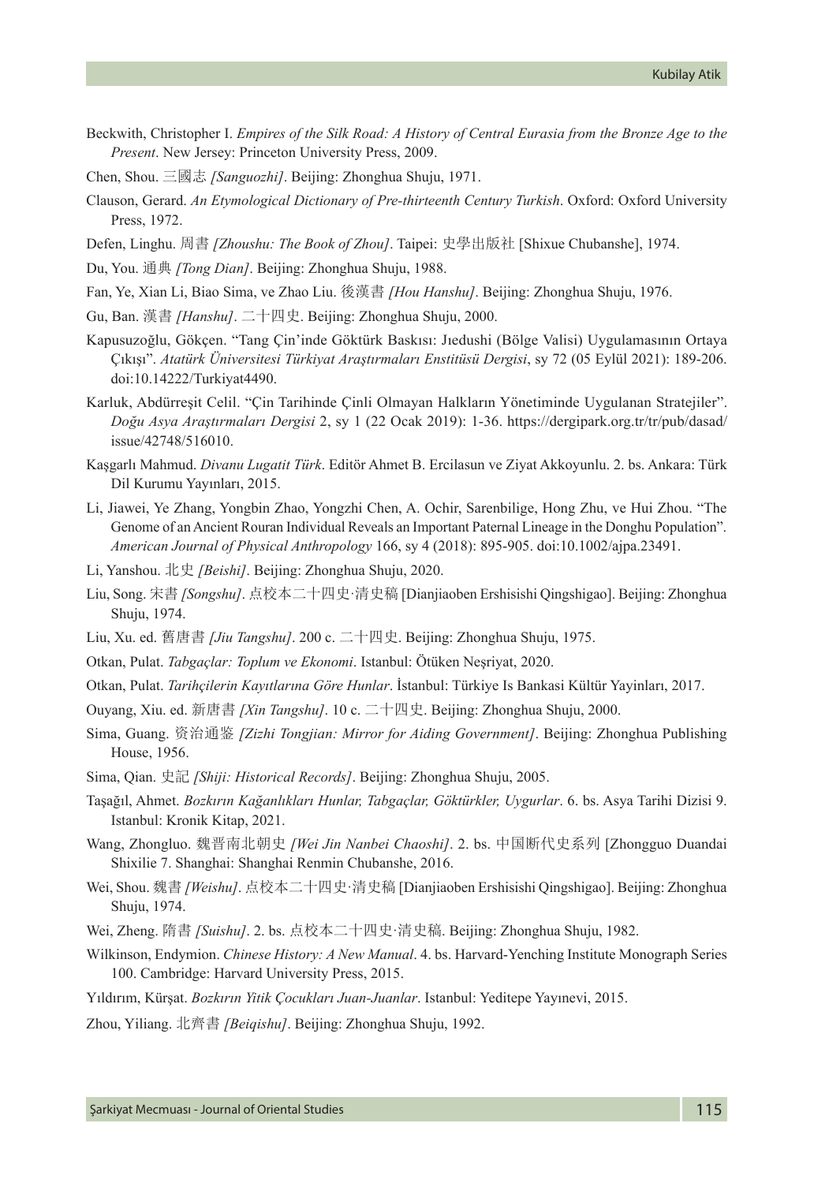Beckwith, Christopher I. *Empires of the Silk Road: A History of Central Eurasia from the Bronze Age to the Present*. New Jersey: Princeton University Press, 2009.

Chen, Shou. 三國志 *[Sanguozhi]*. Beijing: Zhonghua Shuju, 1971.

Clauson, Gerard. *An Etymological Dictionary of Pre-thirteenth Century Turkish*. Oxford: Oxford University Press, 1972.

Defen, Linghu. 周書 *[Zhoushu: The Book of Zhou]*. Taipei: 史學出版社 [Shixue Chubanshe], 1974.

Du, You. 通典 *[Tong Dian]*. Beijing: Zhonghua Shuju, 1988.

Fan, Ye, Xian Li, Biao Sima, ve Zhao Liu. 後漢書 *[Hou Hanshu]*. Beijing: Zhonghua Shuju, 1976.

Gu, Ban. 漢書 *[Hanshu]*. 二十四史. Beijing: Zhonghua Shuju, 2000.

Kapusuzoğlu, Gökçen. "Tang Çin'inde Göktürk Baskısı: Jıedushi (Bölge Valisi) Uygulamasının Ortaya Çıkışı". *Atatürk Üniversitesi Türkiyat Araştırmaları Enstitüsü Dergisi*, sy 72 (05 Eylül 2021): 189-206. doi:10.14222/Turkiyat4490.

Karluk, Abdürreşit Celil. "Çin Tarihinde Çinli Olmayan Halkların Yönetiminde Uygulanan Stratejiler". *Doğu Asya Araştırmaları Dergisi* 2, sy 1 (22 Ocak 2019): 1-36. https://dergipark.org.tr/tr/pub/dasad/issue/42748/516010.

Kaşgarlı Mahmud. *Divanu Lugatit Türk*. Editör Ahmet B. Ercilasun ve Ziyat Akkoyunlu. 2. bs. Ankara: Türk Dil Kurumu Yayınları, 2015.

Li, Jiawei, Ye Zhang, Yongbin Zhao, Yongzhi Chen, A. Ochir, Sarenbilige, Hong Zhu, ve Hui Zhou. "The Genome of an Ancient Rouran Individual Reveals an Important Paternal Lineage in the Donghu Population". *American Journal of Physical Anthropology* 166, sy 4 (2018): 895-905. doi:10.1002/ajpa.23491.

Li, Yanshou. 北史 *[Beishi]*. Beijing: Zhonghua Shuju, 2020.

Liu, Song. 宋書 *[Songshu]*. 点校本二十四史·清史稿 [Dianjiaoben Ershisishi Qingshigao]. Beijing: Zhonghua Shuju, 1974.

Liu, Xu. ed. 舊唐書 *[Jiu Tangshu]*. 200 c. 二十四史. Beijing: Zhonghua Shuju, 1975.

Otkan, Pulat. *Tabgaçlar: Toplum ve Ekonomi*. Istanbul: Ötüken Neşriyat, 2020.

Otkan, Pulat. *Tarihçilerin Kayıtlarına Göre Hunlar*. İstanbul: Türkiye Is Bankasi Kültür Yayinları, 2017.

Ouyang, Xiu. ed. 新唐書 *[Xin Tangshu]*. 10 c. 二十四史. Beijing: Zhonghua Shuju, 2000.

Sima, Guang. 资治通鉴 *[Zizhi Tongjian: Mirror for Aiding Government]*. Beijing: Zhonghua Publishing House, 1956.

Sima, Qian. 史記 *[Shiji: Historical Records]*. Beijing: Zhonghua Shuju, 2005.

Taşağıl, Ahmet. *Bozkırın Kağanlıkları Hunlar, Tabgaçlar, Göktürkler, Uygurlar*. 6. bs. Asya Tarihi Dizisi 9. Istanbul: Kronik Kitap, 2021.

Wang, Zhongluo. 魏晋南北朝史 *[Wei Jin Nanbei Chaoshi]*. 2. bs. 中国断代史系列 [Zhongguo Duandai Shixilie 7. Shanghai: Shanghai Renmin Chubanshe, 2016.

Wei, Shou. 魏書 *[Weishu]*. 点校本二十四史·清史稿 [Dianjiaoben Ershisishi Qingshigao]. Beijing: Zhonghua Shuju, 1974.

Wei, Zheng. 隋書 *[Suishu]*. 2. bs. 点校本二十四史·清史稿. Beijing: Zhonghua Shuju, 1982.

Wilkinson, Endymion. *Chinese History: A New Manual*. 4. bs. Harvard-Yenching Institute Monograph Series 100. Cambridge: Harvard University Press, 2015.

Yıldırım, Kürşat. *Bozkırın Yitik Çocukları Juan-Juanlar*. Istanbul: Yeditepe Yayınevi, 2015.

Zhou, Yiliang. 北齊書 *[Beiqishu]*. Beijing: Zhonghua Shuju, 1992.